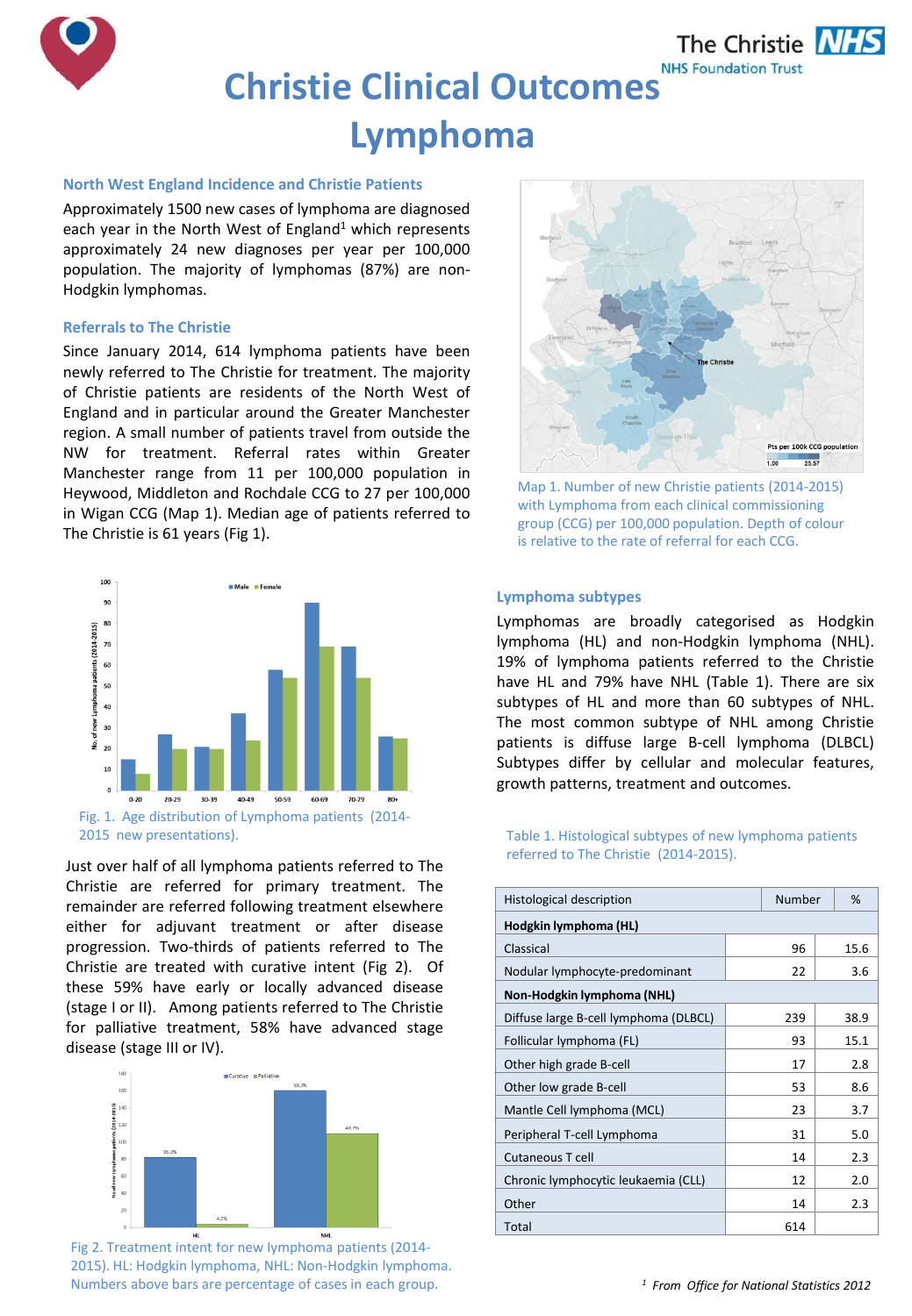# Christie Clinical Outcomes Lymphoma

## North West England Incidence and Christie Patients

Approximately 1500 new cases of lymphoma are diagnosed each year in the North West of England[1] which represents approximately 24 new diagnoses per year per 100,000 population. The majority of lymphomas (87%) are non-Hodgkin lymphomas.

## Referrals to The Christie

Since January 2014, 614 lymphoma patients have been newly referred to The Christie for treatment. The majority of Christie patients are residents of the North West of England and in particular around the Greater Manchester region. A small number of patients travel from outside the NW for treatment. Referral rates within Greater Manchester range from 11 per 100,000 population in Heywood, Middleton and Rochdale CCG to 27 per 100,000 in Wigan CCG (Map 1). Median age of patients referred to The Christie is 61 years (Fig 1).

Map 1. Number of new Christie patients (2014-2015) with Lymphoma from each clinical commissioning group (CCG) per 100,000 population. Depth of colour is relative to the rate of referral for each CCG.

Fig. 1. Age distribution of Lymphoma patients (2014-2015 new presentations).

Just over half of all lymphoma patients referred to The Christie are referred for primary treatment. The remainder are referred following treatment elsewhere either for adjuvant treatment or after disease progression. Two-thirds of patients referred to The Christie are treated with curative intent (Fig 2). Of these 59% have early or locally advanced disease (stage I or II). Among patients referred to The Christie for palliative treatment, 58% have advanced stage disease (stage III or IV).

Fig 2. Treatment intent for new lymphoma patients (2014-2015). HL: Hodgkin lymphoma, NHL: Non-Hodgkin lymphoma. Numbers above bars are percentage of cases in each group.

## Lymphoma subtypes

Lymphomas are broadly categorised as Hodgkin lymphoma (HL) and non-Hodgkin lymphoma (NHL). 19% of lymphoma patients referred to the Christie have HL and 79% have NHL (Table 1). There are six subtypes of HL and more than 60 subtypes of NHL. The most common subtype of NHL among Christie patients is diffuse large B-cell lymphoma (DLBCL) Subtypes differ by cellular and molecular features, growth patterns, treatment and outcomes.

Table 1. Histological subtypes of new lymphoma patients referred to The Christie (2014-2015).

| Histological description | Number | % |
|---|---|---|
| **Hodgkin lymphoma (HL)** | | |
| Classical | 96 | 15.6 |
| Nodular lymphocyte-predominant | 22 | 3.6 |
| **Non-Hodgkin lymphoma (NHL)** | | |
| Diffuse large B-cell lymphoma (DLBCL) | 239 | 38.9 |
| Follicular lymphoma (FL) | 93 | 15.1 |
| Other high grade B-cell | 17 | 2.8 |
| Other low grade B-cell | 53 | 8.6 |
| Mantle Cell lymphoma (MCL) | 23 | 3.7 |
| Peripheral T-cell Lymphoma | 31 | 5.0 |
| Cutaneous T cell | 14 | 2.3 |
| Chronic lymphocytic leukaemia (CLL) | 12 | 2.0 |
| Other | 14 | 2.3 |
| Total | 614 | |

[1] *From Office for National Statistics 2012*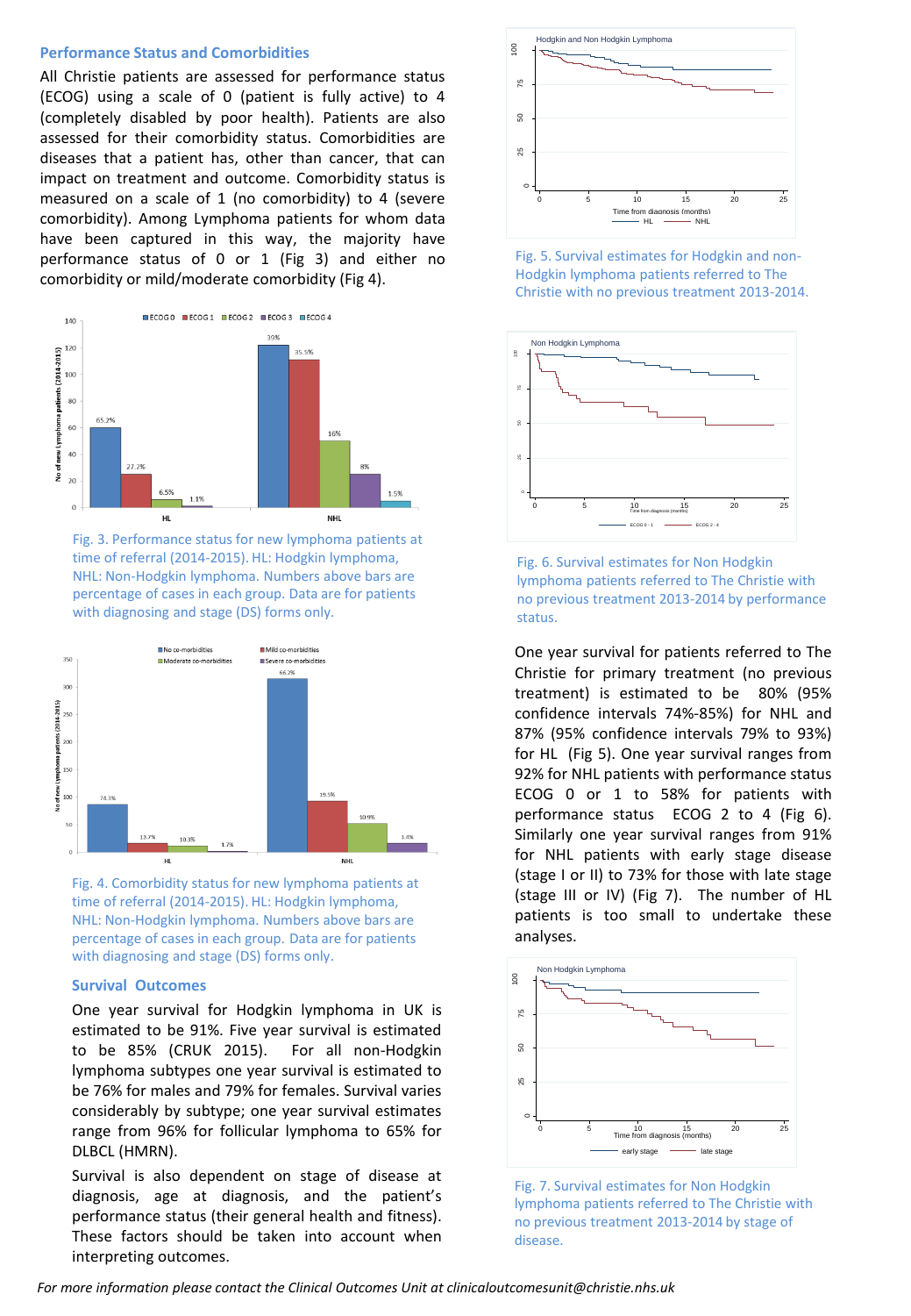### Performance Status and Comorbidities

All Christie patients are assessed for performance status (ECOG) using a scale of 0 (patient is fully active) to 4 (completely disabled by poor health). Patients are also assessed for their comorbidity status. Comorbidities are diseases that a patient has, other than cancer, that can impact on treatment and outcome. Comorbidity status is measured on a scale of 1 (no comorbidity) to 4 (severe comorbidity). Among Lymphoma patients for whom data have been captured in this way, the majority have performance status of 0 or 1 (Fig 3) and either no comorbidity or mild/moderate comorbidity (Fig 4).

ECOG 0 ECOG 1 ECOG 2 ECOG 3 ECOG 4

No of new Lymphoma patients (2014-2015)

140 120 100 80 60 40 20 0

65.2% 27.2% 6.5% 1.1%

39% 35.5% 16% 8% 1.5%

HL NHL

Fig. 3. Performance status for new lymphoma patients at time of referral (2014-2015). HL: Hodgkin lymphoma, NHL: Non-Hodgkin lymphoma. Numbers above bars are percentage of cases in each group. Data are for patients with diagnosing and stage (DS) forms only.

No co-morbidities Mild co-morbidities Moderate co-morbidities Severe co-morbidities

No of new Lymphoma patients (2014-2015)

350 300 250 200 150 100 50 0

74.1% 13.7% 10.3% 1.7%

66.2% 19.5% 10.9% 3.4%

HL NHL

Fig. 4. Comorbidity status for new lymphoma patients at time of referral (2014-2015). HL: Hodgkin lymphoma, NHL: Non-Hodgkin lymphoma. Numbers above bars are percentage of cases in each group. Data are for patients with diagnosing and stage (DS) forms only.

### Survival Outcomes

One year survival for Hodgkin lymphoma in UK is estimated to be 91%. Five year survival is estimated to be 85% (CRUK 2015). For all non-Hodgkin lymphoma subtypes one year survival is estimated to be 76% for males and 79% for females. Survival varies considerably by subtype; one year survival estimates range from 96% for follicular lymphoma to 65% for DLBCL (HMRN).

Survival is also dependent on stage of disease at diagnosis, age at diagnosis, and the patient's performance status (their general health and fitness). These factors should be taken into account when interpreting outcomes.

Hodgkin and Non Hodgkin Lymphoma

100 75 50 25 0

0 5 10 15 20 25

Time from diagnosis (months)

HL NHL

Fig. 5. Survival estimates for Hodgkin and non-Hodgkin lymphoma patients referred to The Christie with no previous treatment 2013-2014.

Non Hodgkin Lymphoma

100 75 50 25 0

0 5 10 15 20 25

Time from diagnosis (months)

ECOG 0 - 1 ECOG 2 - 4

Fig. 6. Survival estimates for Non Hodgkin lymphoma patients referred to The Christie with no previous treatment 2013-2014 by performance status.

One year survival for patients referred to The Christie for primary treatment (no previous treatment) is estimated to be 80% (95% confidence intervals 74%-85%) for NHL and 87% (95% confidence intervals 79% to 93%) for HL (Fig 5). One year survival ranges from 92% for NHL patients with performance status ECOG 0 or 1 to 58% for patients with performance status ECOG 2 to 4 (Fig 6). Similarly one year survival ranges from 91% for NHL patients with early stage disease (stage I or II) to 73% for those with late stage (stage III or IV) (Fig 7). The number of HL patients is too small to undertake these analyses.

Non Hodgkin Lymphoma

100 75 50 25 0

0 5 10 15 20 25

Time from diagnosis (months)

early stage late stage

Fig. 7. Survival estimates for Non Hodgkin lymphoma patients referred to The Christie with no previous treatment 2013-2014 by stage of disease.

*For more information please contact the Clinical Outcomes Unit at clinicaloutcomesunit@christie.nhs.uk*